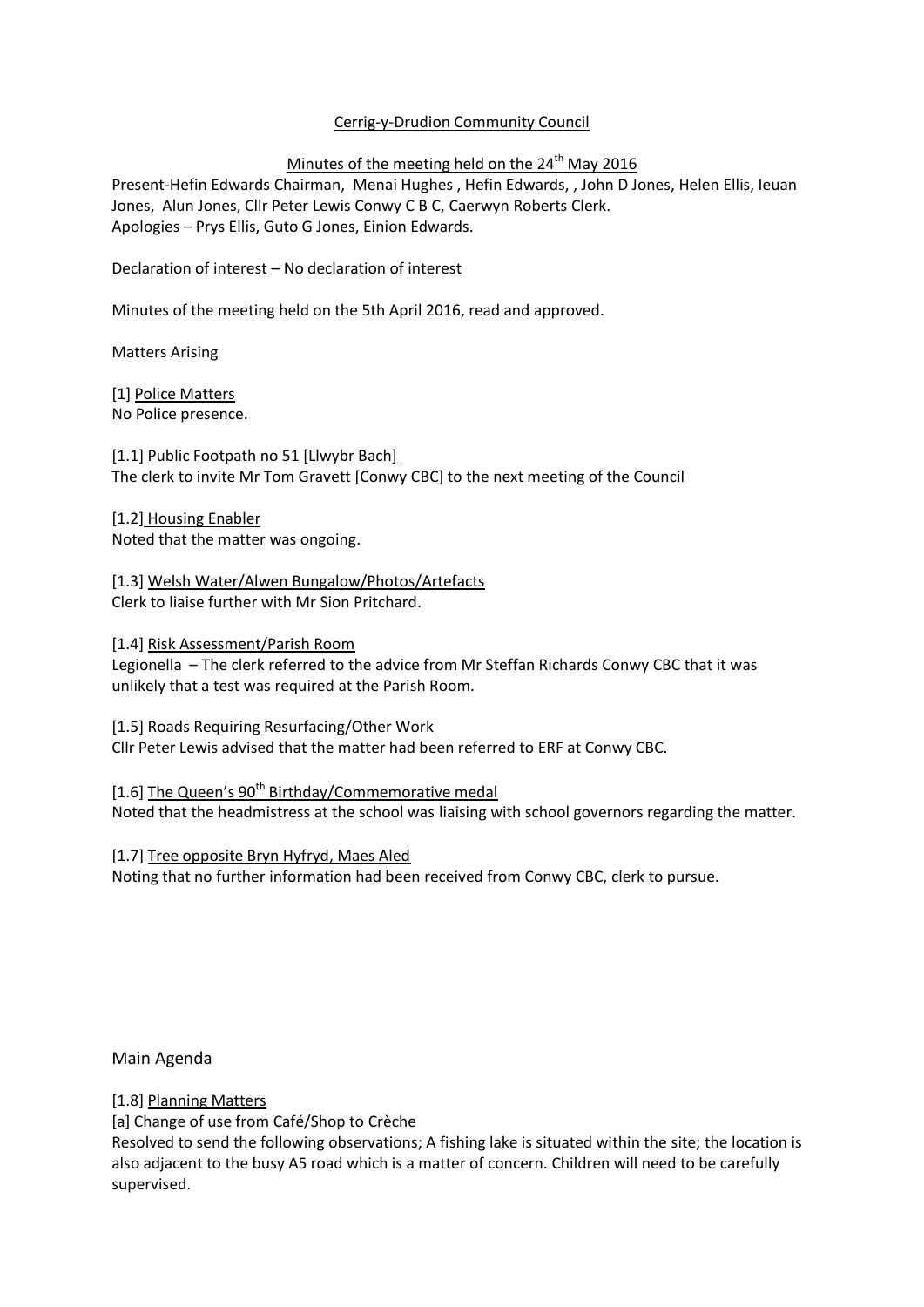Cerrig-y-Drudion Community Council

Minutes of the meeting held on the 24th May 2016

Present-Hefin Edwards Chairman, Menai Hughes , Hefin Edwards, , John D Jones, Helen Ellis, Ieuan Jones, Alun Jones, Cllr Peter Lewis Conwy C B C, Caerwyn Roberts Clerk.
Apologies – Prys Ellis, Guto G Jones, Einion Edwards.

Declaration of interest – No declaration of interest

Minutes of the meeting held on the 5th April 2016, read and approved.

Matters Arising

[1] Police Matters
No Police presence.

[1.1] Public Footpath no 51 [Llwybr Bach]
The clerk to invite Mr Tom Gravett [Conwy CBC] to the next meeting of the Council

[1.2] Housing Enabler
Noted that the matter was ongoing.

[1.3] Welsh Water/Alwen Bungalow/Photos/Artefacts
Clerk to liaise further with Mr Sion Pritchard.

[1.4] Risk Assessment/Parish Room
Legionella – The clerk referred to the advice from Mr Steffan Richards Conwy CBC that it was unlikely that a test was required at the Parish Room.

[1.5] Roads Requiring Resurfacing/Other Work
Cllr Peter Lewis advised that the matter had been referred to ERF at Conwy CBC.

[1.6] The Queen's 90th Birthday/Commemorative medal
Noted that the headmistress at the school was liaising with school governors regarding the matter.

[1.7] Tree opposite Bryn Hyfryd, Maes Aled
Noting that no further information had been received from Conwy CBC, clerk to pursue.

Main Agenda

[1.8] Planning Matters
[a] Change of use from Café/Shop to Crèche
Resolved to send the following observations; A fishing lake is situated within the site; the location is also adjacent to the busy A5 road which is a matter of concern. Children will need to be carefully supervised.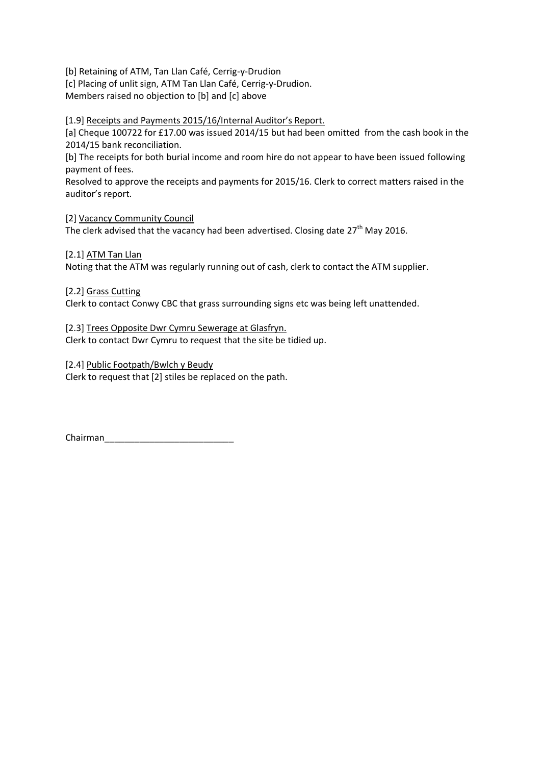[b] Retaining of ATM, Tan Llan Café, Cerrig-y-Drudion
[c] Placing of unlit sign, ATM Tan Llan Café, Cerrig-y-Drudion.
Members raised no objection to [b] and [c] above

[1.9] <u>Receipts and Payments 2015/16/Internal Auditor's Report.</u>
[a] Cheque 100722 for £17.00 was issued 2014/15 but had been omitted from the cash book in the 2014/15 bank reconciliation.
[b] The receipts for both burial income and room hire do not appear to have been issued following payment of fees.
Resolved to approve the receipts and payments for 2015/16. Clerk to correct matters raised in the auditor's report.

[2] <u>Vacancy Community Council</u>
The clerk advised that the vacancy had been advertised. Closing date 27th May 2016.

[2.1] <u>ATM Tan Llan</u>
Noting that the ATM was regularly running out of cash, clerk to contact the ATM supplier.

[2.2] <u>Grass Cutting</u>
Clerk to contact Conwy CBC that grass surrounding signs etc was being left unattended.

[2.3] <u>Trees Opposite Dwr Cymru Sewerage at Glasfryn.</u>
Clerk to contact Dwr Cymru to request that the site be tidied up.

[2.4] <u>Public Footpath/Bwlch y Beudy</u>
Clerk to request that [2] stiles be replaced on the path.

Chairman__________________________